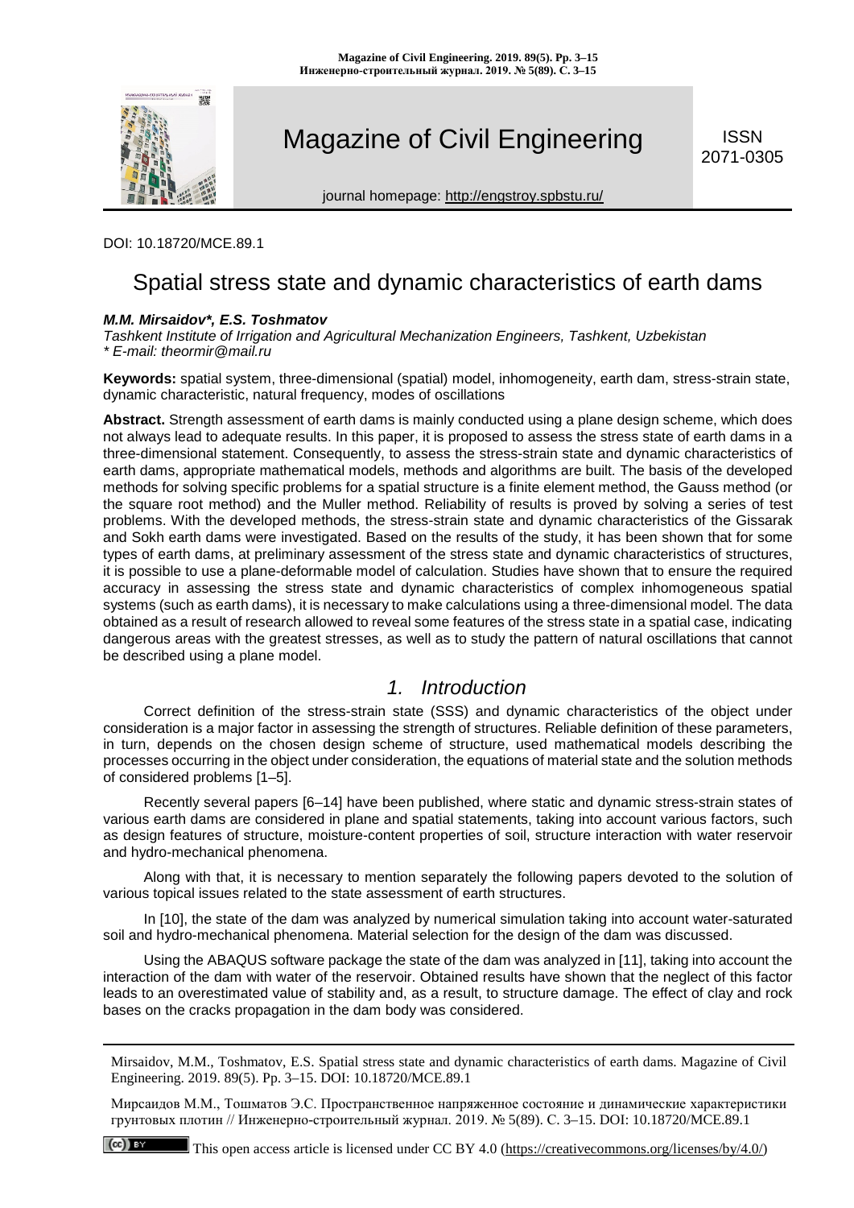# Magazine of Civil Engineering

ISSN 2071-0305

journal homepage: http://engstroy.spbstu.ru/

DOI: 10.18720/MCE.89.1

# Spatial stress state and dynamic characteristics of earth dams

***M.M. Mirsaidov\*, E.S. Toshmatov***

*Tashkent Institute of Irrigation and Agricultural Mechanization Engineers, Tashkent, Uzbekistan*
*\* E-mail: theormir@mail.ru*

**Keywords:** spatial system, three-dimensional (spatial) model, inhomogeneity, earth dam, stress-strain state, dynamic characteristic, natural frequency, modes of oscillations

**Abstract.** Strength assessment of earth dams is mainly conducted using a plane design scheme, which does not always lead to adequate results. In this paper, it is proposed to assess the stress state of earth dams in a three-dimensional statement. Consequently, to assess the stress-strain state and dynamic characteristics of earth dams, appropriate mathematical models, methods and algorithms are built. The basis of the developed methods for solving specific problems for a spatial structure is a finite element method, the Gauss method (or the square root method) and the Muller method. Reliability of results is proved by solving a series of test problems. With the developed methods, the stress-strain state and dynamic characteristics of the Gissarak and Sokh earth dams were investigated. Based on the results of the study, it has been shown that for some types of earth dams, at preliminary assessment of the stress state and dynamic characteristics of structures, it is possible to use a plane-deformable model of calculation. Studies have shown that to ensure the required accuracy in assessing the stress state and dynamic characteristics of complex inhomogeneous spatial systems (such as earth dams), it is necessary to make calculations using a three-dimensional model. The data obtained as a result of research allowed to reveal some features of the stress state in a spatial case, indicating dangerous areas with the greatest stresses, as well as to study the pattern of natural oscillations that cannot be described using a plane model.

## *1. Introduction*

Correct definition of the stress-strain state (SSS) and dynamic characteristics of the object under consideration is a major factor in assessing the strength of structures. Reliable definition of these parameters, in turn, depends on the chosen design scheme of structure, used mathematical models describing the processes occurring in the object under consideration, the equations of material state and the solution methods of considered problems [1–5].

Recently several papers [6–14] have been published, where static and dynamic stress-strain states of various earth dams are considered in plane and spatial statements, taking into account various factors, such as design features of structure, moisture-content properties of soil, structure interaction with water reservoir and hydro-mechanical phenomena.

Along with that, it is necessary to mention separately the following papers devoted to the solution of various topical issues related to the state assessment of earth structures.

In [10], the state of the dam was analyzed by numerical simulation taking into account water-saturated soil and hydro-mechanical phenomena. Material selection for the design of the dam was discussed.

Using the ABAQUS software package the state of the dam was analyzed in [11], taking into account the interaction of the dam with water of the reservoir. Obtained results have shown that the neglect of this factor leads to an overestimated value of stability and, as a result, to structure damage. The effect of clay and rock bases on the cracks propagation in the dam body was considered.

---

Mirsaidov, M.M., Toshmatov, E.S. Spatial stress state and dynamic characteristics of earth dams. Magazine of Civil Engineering. 2019. 89(5). Pp. 3–15. DOI: 10.18720/MCE.89.1

Мирсаидов М.М., Тошматов Э.С. Пространственное напряженное состояние и динамические характеристики грунтовых плотин // Инженерно-строительный журнал. 2019. № 5(89). С. 3–15. DOI: 10.18720/MCE.89.1

This open access article is licensed under CC BY 4.0 (https://creativecommons.org/licenses/by/4.0/)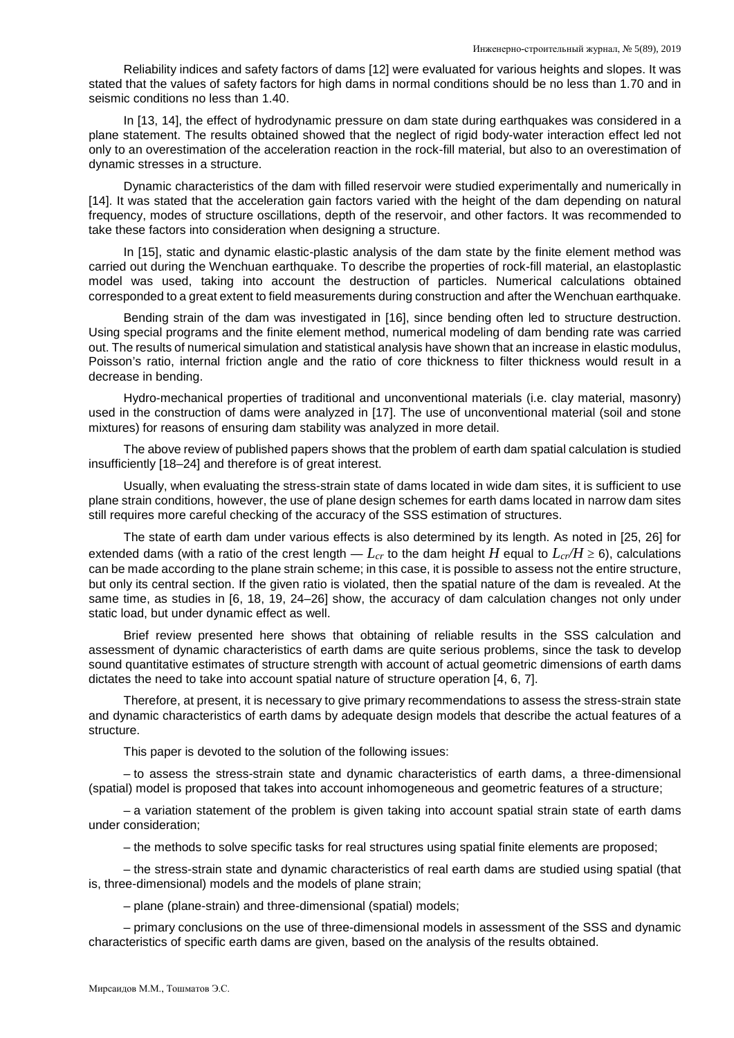Reliability indices and safety factors of dams [12] were evaluated for various heights and slopes. It was stated that the values of safety factors for high dams in normal conditions should be no less than 1.70 and in seismic conditions no less than 1.40.

In [13, 14], the effect of hydrodynamic pressure on dam state during earthquakes was considered in a plane statement. The results obtained showed that the neglect of rigid body-water interaction effect led not only to an overestimation of the acceleration reaction in the rock-fill material, but also to an overestimation of dynamic stresses in a structure.

Dynamic characteristics of the dam with filled reservoir were studied experimentally and numerically in [14]. It was stated that the acceleration gain factors varied with the height of the dam depending on natural frequency, modes of structure oscillations, depth of the reservoir, and other factors. It was recommended to take these factors into consideration when designing a structure.

In [15], static and dynamic elastic-plastic analysis of the dam state by the finite element method was carried out during the Wenchuan earthquake. To describe the properties of rock-fill material, an elastoplastic model was used, taking into account the destruction of particles. Numerical calculations obtained corresponded to a great extent to field measurements during construction and after the Wenchuan earthquake.

Bending strain of the dam was investigated in [16], since bending often led to structure destruction. Using special programs and the finite element method, numerical modeling of dam bending rate was carried out. The results of numerical simulation and statistical analysis have shown that an increase in elastic modulus, Poisson's ratio, internal friction angle and the ratio of core thickness to filter thickness would result in a decrease in bending.

Hydro-mechanical properties of traditional and unconventional materials (i.e. clay material, masonry) used in the construction of dams were analyzed in [17]. The use of unconventional material (soil and stone mixtures) for reasons of ensuring dam stability was analyzed in more detail.

The above review of published papers shows that the problem of earth dam spatial calculation is studied insufficiently [18–24] and therefore is of great interest.

Usually, when evaluating the stress-strain state of dams located in wide dam sites, it is sufficient to use plane strain conditions, however, the use of plane design schemes for earth dams located in narrow dam sites still requires more careful checking of the accuracy of the SSS estimation of structures.

The state of earth dam under various effects is also determined by its length. As noted in [25, 26] for extended dams (with a ratio of the crest length — $L_{cr}$ to the dam height $H$ equal to $L_{cr}/H \geq 6$), calculations can be made according to the plane strain scheme; in this case, it is possible to assess not the entire structure, but only its central section. If the given ratio is violated, then the spatial nature of the dam is revealed. At the same time, as studies in [6, 18, 19, 24–26] show, the accuracy of dam calculation changes not only under static load, but under dynamic effect as well.

Brief review presented here shows that obtaining of reliable results in the SSS calculation and assessment of dynamic characteristics of earth dams are quite serious problems, since the task to develop sound quantitative estimates of structure strength with account of actual geometric dimensions of earth dams dictates the need to take into account spatial nature of structure operation [4, 6, 7].

Therefore, at present, it is necessary to give primary recommendations to assess the stress-strain state and dynamic characteristics of earth dams by adequate design models that describe the actual features of a structure.

This paper is devoted to the solution of the following issues:

– to assess the stress-strain state and dynamic characteristics of earth dams, a three-dimensional (spatial) model is proposed that takes into account inhomogeneous and geometric features of a structure;

– a variation statement of the problem is given taking into account spatial strain state of earth dams under consideration;

– the methods to solve specific tasks for real structures using spatial finite elements are proposed;

– the stress-strain state and dynamic characteristics of real earth dams are studied using spatial (that is, three-dimensional) models and the models of plane strain;

– plane (plane-strain) and three-dimensional (spatial) models;

– primary conclusions on the use of three-dimensional models in assessment of the SSS and dynamic characteristics of specific earth dams are given, based on the analysis of the results obtained.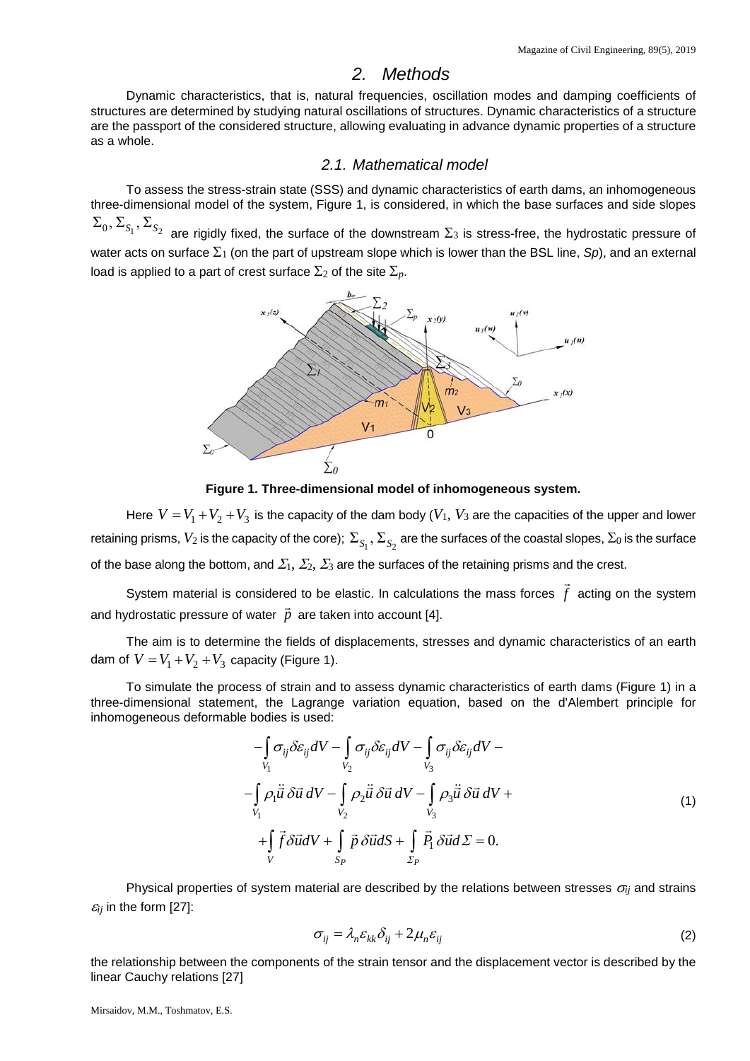## 2. Methods

Dynamic characteristics, that is, natural frequencies, oscillation modes and damping coefficients of structures are determined by studying natural oscillations of structures. Dynamic characteristics of a structure are the passport of the considered structure, allowing evaluating in advance dynamic properties of a structure as a whole.

### 2.1. Mathematical model

To assess the stress-strain state (SSS) and dynamic characteristics of earth dams, an inhomogeneous three-dimensional model of the system, Figure 1, is considered, in which the base surfaces and side slopes $\Sigma_0, \Sigma_{S_1}, \Sigma_{S_2}$ are rigidly fixed, the surface of the downstream $\Sigma_3$ is stress-free, the hydrostatic pressure of water acts on surface $\Sigma_1$ (on the part of upstream slope which is lower than the BSL line, *Sp*), and an external load is applied to a part of crest surface $\Sigma_2$ of the site $\Sigma_p$.

**Figure 1. Three-dimensional model of inhomogeneous system.**

Here $V = V_1 + V_2 + V_3$ is the capacity of the dam body ($V_1$, $V_3$ are the capacities of the upper and lower retaining prisms, $V_2$ is the capacity of the core); $\Sigma_{S_1}, \Sigma_{S_2}$ are the surfaces of the coastal slopes, $\Sigma_0$ is the surface of the base along the bottom, and $\Sigma_1$, $\Sigma_2$, $\Sigma_3$ are the surfaces of the retaining prisms and the crest.

System material is considered to be elastic. In calculations the mass forces $\vec{f}$ acting on the system and hydrostatic pressure of water $\vec{p}$ are taken into account [4].

The aim is to determine the fields of displacements, stresses and dynamic characteristics of an earth dam of $V = V_1 + V_2 + V_3$ capacity (Figure 1).

To simulate the process of strain and to assess dynamic characteristics of earth dams (Figure 1) in a three-dimensional statement, the Lagrange variation equation, based on the d'Alembert principle for inhomogeneous deformable bodies is used:

$$
\begin{gathered}
-\int_{V_1} \sigma_{ij} \delta\varepsilon_{ij} dV - \int_{V_2} \sigma_{ij} \delta\varepsilon_{ij} dV - \int_{V_3} \sigma_{ij} \delta\varepsilon_{ij} dV - \\
-\int_{V_1} \rho_1 \ddot{\vec{u}}\, \delta\vec{u}\, dV - \int_{V_2} \rho_2 \ddot{\vec{u}}\, \delta\vec{u}\, dV - \int_{V_3} \rho_3 \ddot{\vec{u}}\, \delta\vec{u}\, dV + \\
+\int_{V} \vec{f}\, \delta\vec{u} dV + \int_{S_P} \vec{p}\, \delta\vec{u} dS + \int_{\Sigma_P} \vec{P}_1\, \delta\vec{u} d\Sigma = 0.
\end{gathered}
\tag{1}
$$

Physical properties of system material are described by the relations between stresses $\sigma_{ij}$ and strains $\varepsilon_{ij}$ in the form [27]:

$$
\sigma_{ij} = \lambda_n \varepsilon_{kk} \delta_{ij} + 2\mu_n \varepsilon_{ij}
\tag{2}
$$

the relationship between the components of the strain tensor and the displacement vector is described by the linear Cauchy relations [27]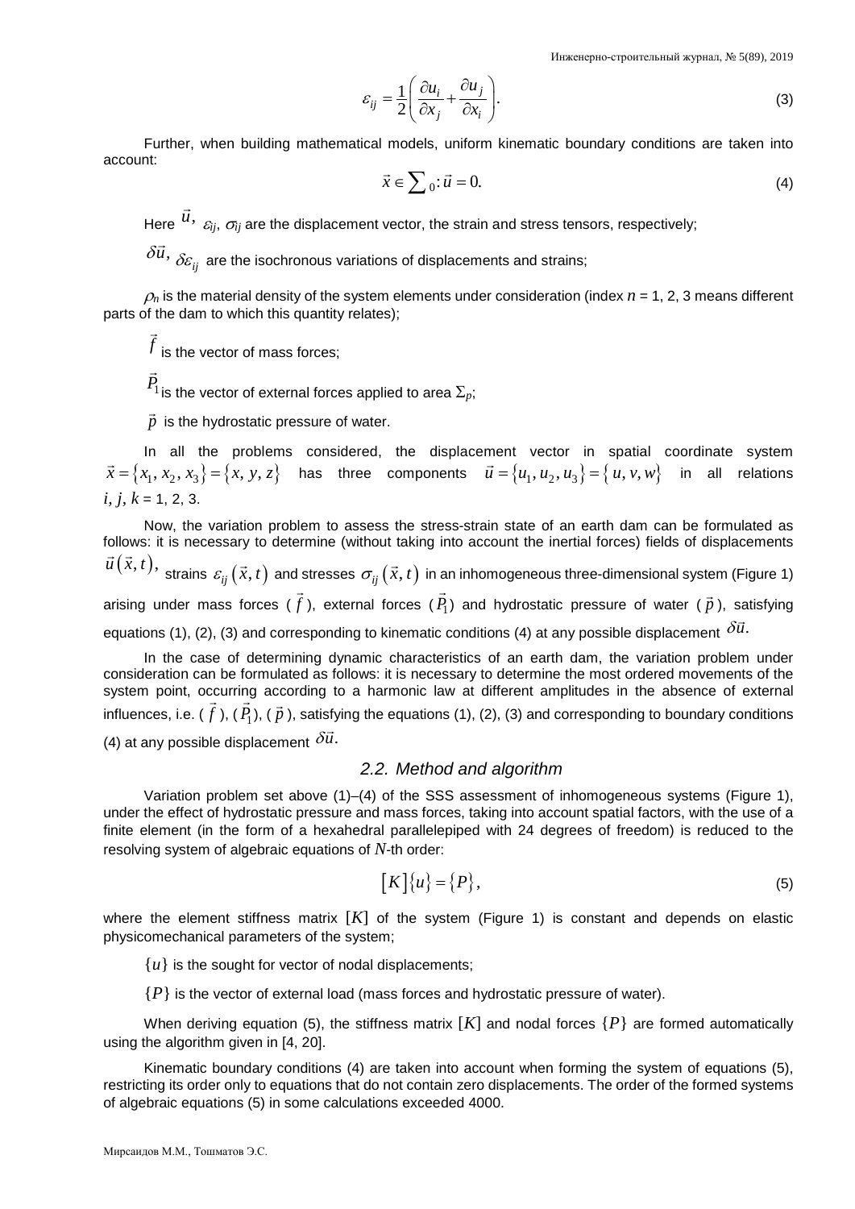$$\varepsilon_{ij} = \frac{1}{2}\left(\frac{\partial u_i}{\partial x_j} + \frac{\partial u_j}{\partial x_i}\right). \tag{3}$$

Further, when building mathematical models, uniform kinematic boundary conditions are taken into account:

$$\vec{x} \in \sum\nolimits_0 : \vec{u} = 0. \tag{4}$$

Here $\vec{u}$, $\varepsilon_{ij}$, $\sigma_{ij}$ are the displacement vector, the strain and stress tensors, respectively;

$\delta\vec{u}$, $\delta\varepsilon_{ij}$ are the isochronous variations of displacements and strains;

$\rho_n$ is the material density of the system elements under consideration (index $n$ = 1, 2, 3 means different parts of the dam to which this quantity relates);

$\vec{f}$ is the vector of mass forces;

$\vec{P}_1$ is the vector of external forces applied to area $\Sigma_p$;

$\vec{p}$ is the hydrostatic pressure of water.

In all the problems considered, the displacement vector in spatial coordinate system $\vec{x} = \{x_1, x_2, x_3\} = \{x, y, z\}$ has three components $\vec{u} = \{u_1, u_2, u_3\} = \{u, v, w\}$ in all relations $i, j, k$ = 1, 2, 3.

Now, the variation problem to assess the stress-strain state of an earth dam can be formulated as follows: it is necessary to determine (without taking into account the inertial forces) fields of displacements $\vec{u}(\vec{x}, t)$, strains $\varepsilon_{ij}(\vec{x}, t)$ and stresses $\sigma_{ij}(\vec{x}, t)$ in an inhomogeneous three-dimensional system (Figure 1) arising under mass forces ($\vec{f}$), external forces ($\vec{P}_1$) and hydrostatic pressure of water ($\vec{p}$), satisfying equations (1), (2), (3) and corresponding to kinematic conditions (4) at any possible displacement $\delta\vec{u}$.

In the case of determining dynamic characteristics of an earth dam, the variation problem under consideration can be formulated as follows: it is necessary to determine the most ordered movements of the system point, occurring according to a harmonic law at different amplitudes in the absence of external influences, i.e. ($\vec{f}$), ($\vec{P}_1$), ($\vec{p}$), satisfying the equations (1), (2), (3) and corresponding to boundary conditions (4) at any possible displacement $\delta\vec{u}$.

## *2.2. Method and algorithm*

Variation problem set above (1)–(4) of the SSS assessment of inhomogeneous systems (Figure 1), under the effect of hydrostatic pressure and mass forces, taking into account spatial factors, with the use of a finite element (in the form of a hexahedral parallelepiped with 24 degrees of freedom) is reduced to the resolving system of algebraic equations of $N$-th order:

$$[K]\{u\} = \{P\}, \tag{5}$$

where the element stiffness matrix $[K]$ of the system (Figure 1) is constant and depends on elastic physicomechanical parameters of the system;

$\{u\}$ is the sought for vector of nodal displacements;

$\{P\}$ is the vector of external load (mass forces and hydrostatic pressure of water).

When deriving equation (5), the stiffness matrix $[K]$ and nodal forces $\{P\}$ are formed automatically using the algorithm given in [4, 20].

Kinematic boundary conditions (4) are taken into account when forming the system of equations (5), restricting its order only to equations that do not contain zero displacements. The order of the formed systems of algebraic equations (5) in some calculations exceeded 4000.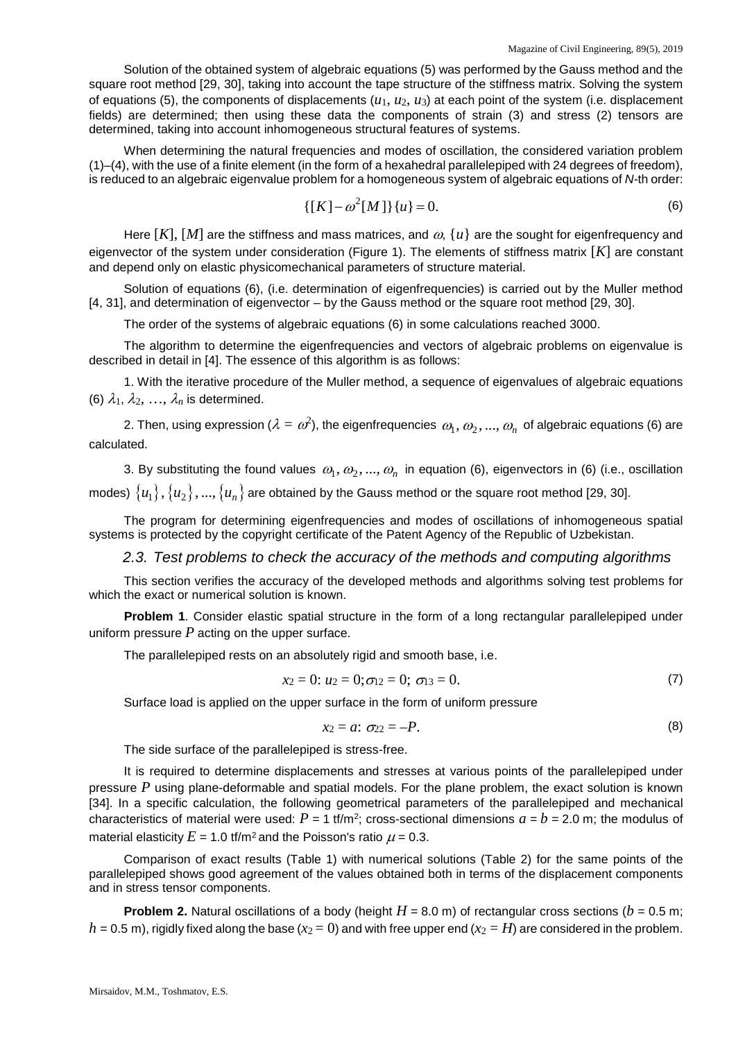Solution of the obtained system of algebraic equations (5) was performed by the Gauss method and the square root method [29, 30], taking into account the tape structure of the stiffness matrix. Solving the system of equations (5), the components of displacements ($u_1$, $u_2$, $u_3$) at each point of the system (i.e. displacement fields) are determined; then using these data the components of strain (3) and stress (2) tensors are determined, taking into account inhomogeneous structural features of systems.

When determining the natural frequencies and modes of oscillation, the considered variation problem (1)–(4), with the use of a finite element (in the form of a hexahedral parallelepiped with 24 degrees of freedom), is reduced to an algebraic eigenvalue problem for a homogeneous system of algebraic equations of *N*-th order:

$$\{[K] - \omega^2 [M]\}\{u\} = 0. \tag{6}$$

Here $[K]$, $[M]$ are the stiffness and mass matrices, and $\omega$, $\{u\}$ are the sought for eigenfrequency and eigenvector of the system under consideration (Figure 1). The elements of stiffness matrix $[K]$ are constant and depend only on elastic physicomechanical parameters of structure material.

Solution of equations (6), (i.e. determination of eigenfrequencies) is carried out by the Muller method [4, 31], and determination of eigenvector – by the Gauss method or the square root method [29, 30].

The order of the systems of algebraic equations (6) in some calculations reached 3000.

The algorithm to determine the eigenfrequencies and vectors of algebraic problems on eigenvalue is described in detail in [4]. The essence of this algorithm is as follows:

1. With the iterative procedure of the Muller method, a sequence of eigenvalues of algebraic equations (6) $\lambda_1, \lambda_2, \ldots, \lambda_n$ is determined.

2. Then, using expression ($\lambda = \omega^2$), the eigenfrequencies $\omega_1, \omega_2, \ldots, \omega_n$ of algebraic equations (6) are calculated.

3. By substituting the found values $\omega_1, \omega_2, \ldots, \omega_n$ in equation (6), eigenvectors in (6) (i.e., oscillation modes) $\{u_1\}, \{u_2\}, \ldots, \{u_n\}$ are obtained by the Gauss method or the square root method [29, 30].

The program for determining eigenfrequencies and modes of oscillations of inhomogeneous spatial systems is protected by the copyright certificate of the Patent Agency of the Republic of Uzbekistan.

### *2.3. Test problems to check the accuracy of the methods and computing algorithms*

This section verifies the accuracy of the developed methods and algorithms solving test problems for which the exact or numerical solution is known.

**Problem 1**. Consider elastic spatial structure in the form of a long rectangular parallelepiped under uniform pressure $P$ acting on the upper surface.

The parallelepiped rests on an absolutely rigid and smooth base, i.e.

$$x_2 = 0: \; u_2 = 0; \sigma_{12} = 0; \; \sigma_{13} = 0. \tag{7}$$

Surface load is applied on the upper surface in the form of uniform pressure

$$x_2 = a: \; \sigma_{22} = -P. \tag{8}$$

The side surface of the parallelepiped is stress-free.

It is required to determine displacements and stresses at various points of the parallelepiped under pressure $P$ using plane-deformable and spatial models. For the plane problem, the exact solution is known [34]. In a specific calculation, the following geometrical parameters of the parallelepiped and mechanical characteristics of material were used: $P$ = 1 tf/m$^2$; cross-sectional dimensions $a = b$ = 2.0 m; the modulus of material elasticity $E$ = 1.0 tf/m$^2$ and the Poisson's ratio $\mu$ = 0.3.

Comparison of exact results (Table 1) with numerical solutions (Table 2) for the same points of the parallelepiped shows good agreement of the values obtained both in terms of the displacement components and in stress tensor components.

**Problem 2.** Natural oscillations of a body (height $H$ = 8.0 m) of rectangular cross sections ($b$ = 0.5 m; $h$ = 0.5 m), rigidly fixed along the base ($x_2 = 0$) and with free upper end ($x_2 = H$) are considered in the problem.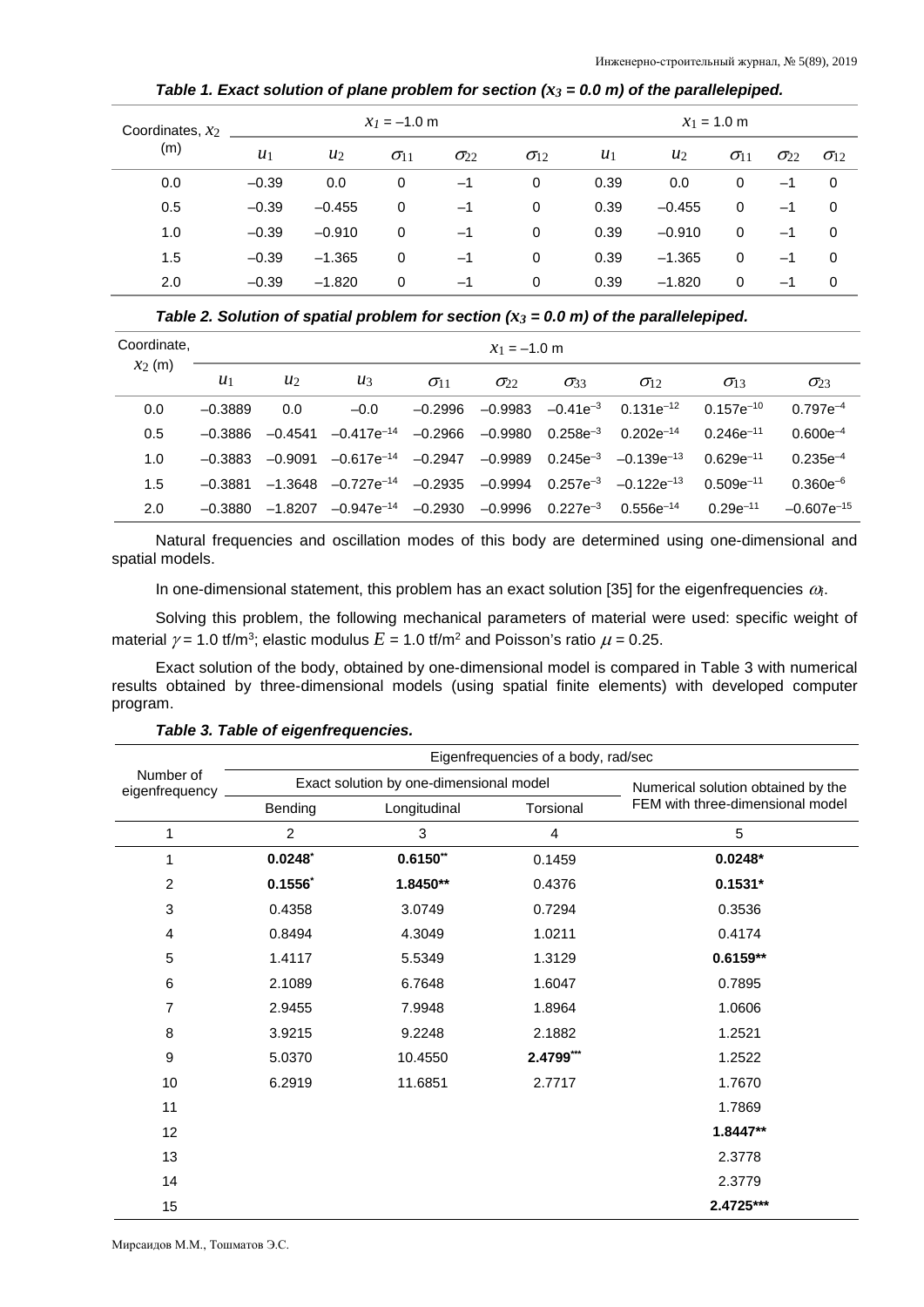***Table 1. Exact solution of plane problem for section ($x_3$ = 0.0 m) of the parallelepiped.***

| Coordinates, $x_2$ (m) | $x_1$ = –1.0 m | | | | | $x_1$ = 1.0 m | | | | |
|---|---|---|---|---|---|---|---|---|---|---|
| | $u_1$ | $u_2$ | $\sigma_{11}$ | $\sigma_{22}$ | $\sigma_{12}$ | $u_1$ | $u_2$ | $\sigma_{11}$ | $\sigma_{22}$ | $\sigma_{12}$ |
| 0.0 | –0.39 | 0.0 | 0 | –1 | 0 | 0.39 | 0.0 | 0 | –1 | 0 |
| 0.5 | –0.39 | –0.455 | 0 | –1 | 0 | 0.39 | –0.455 | 0 | –1 | 0 |
| 1.0 | –0.39 | –0.910 | 0 | –1 | 0 | 0.39 | –0.910 | 0 | –1 | 0 |
| 1.5 | –0.39 | –1.365 | 0 | –1 | 0 | 0.39 | –1.365 | 0 | –1 | 0 |
| 2.0 | –0.39 | –1.820 | 0 | –1 | 0 | 0.39 | –1.820 | 0 | –1 | 0 |

***Table 2. Solution of spatial problem for section ($x_3$ = 0.0 m) of the parallelepiped.***

| Coordinate, $x_2$ (m) | $x_1$ = –1.0 m | | | | | | | | |
|---|---|---|---|---|---|---|---|---|---|
| | $u_1$ | $u_2$ | $u_3$ | $\sigma_{11}$ | $\sigma_{22}$ | $\sigma_{33}$ | $\sigma_{12}$ | $\sigma_{13}$ | $\sigma_{23}$ |
| 0.0 | –0.3889 | 0.0 | –0.0 | –0.2996 | –0.9983 | $-0.41e^{-3}$ | $0.131e^{-12}$ | $0.157e^{-10}$ | $0.797e^{-4}$ |
| 0.5 | –0.3886 | –0.4541 | $-0.417e^{-14}$ | –0.2966 | –0.9980 | $0.258e^{-3}$ | $0.202e^{-14}$ | $0.246e^{-11}$ | $0.600e^{-4}$ |
| 1.0 | –0.3883 | –0.9091 | $-0.617e^{-14}$ | –0.2947 | –0.9989 | $0.245e^{-3}$ | $-0.139e^{-13}$ | $0.629e^{-11}$ | $0.235e^{-4}$ |
| 1.5 | –0.3881 | –1.3648 | $-0.727e^{-14}$ | –0.2935 | –0.9994 | $0.257e^{-3}$ | $-0.122e^{-13}$ | $0.509e^{-11}$ | $0.360e^{-6}$ |
| 2.0 | –0.3880 | –1.8207 | $-0.947e^{-14}$ | –0.2930 | –0.9996 | $0.227e^{-3}$ | $0.556e^{-14}$ | $0.29e^{-11}$ | $-0.607e^{-15}$ |

Natural frequencies and oscillation modes of this body are determined using one-dimensional and spatial models.

In one-dimensional statement, this problem has an exact solution [35] for the eigenfrequencies $\omega_i$.

Solving this problem, the following mechanical parameters of material were used: specific weight of material $\gamma$ = 1.0 tf/m$^3$; elastic modulus $E$ = 1.0 tf/m$^2$ and Poisson's ratio $\mu$ = 0.25.

Exact solution of the body, obtained by one-dimensional model is compared in Table 3 with numerical results obtained by three-dimensional models (using spatial finite elements) with developed computer program.

***Table 3. Table of eigenfrequencies.***

| Number of eigenfrequency | Eigenfrequencies of a body, rad/sec | | | |
|---|---|---|---|---|
| | Exact solution by one-dimensional model | | | Numerical solution obtained by the FEM with three-dimensional model |
| | Bending | Longitudinal | Torsional | |
| 1 | 2 | 3 | 4 | 5 |
| 1 | **0.0248*** | **0.6150**** | 0.1459 | **0.0248*** |
| 2 | **0.1556*** | **1.8450**** | 0.4376 | **0.1531*** |
| 3 | 0.4358 | 3.0749 | 0.7294 | 0.3536 |
| 4 | 0.8494 | 4.3049 | 1.0211 | 0.4174 |
| 5 | 1.4117 | 5.5349 | 1.3129 | **0.6159**** |
| 6 | 2.1089 | 6.7648 | 1.6047 | 0.7895 |
| 7 | 2.9455 | 7.9948 | 1.8964 | 1.0606 |
| 8 | 3.9215 | 9.2248 | 2.1882 | 1.2521 |
| 9 | 5.0370 | 10.4550 | **2.4799***** | 1.2522 |
| 10 | 6.2919 | 11.6851 | 2.7717 | 1.7670 |
| 11 | | | | 1.7869 |
| 12 | | | | **1.8447**** |
| 13 | | | | 2.3778 |
| 14 | | | | 2.3779 |
| 15 | | | | **2.4725***** |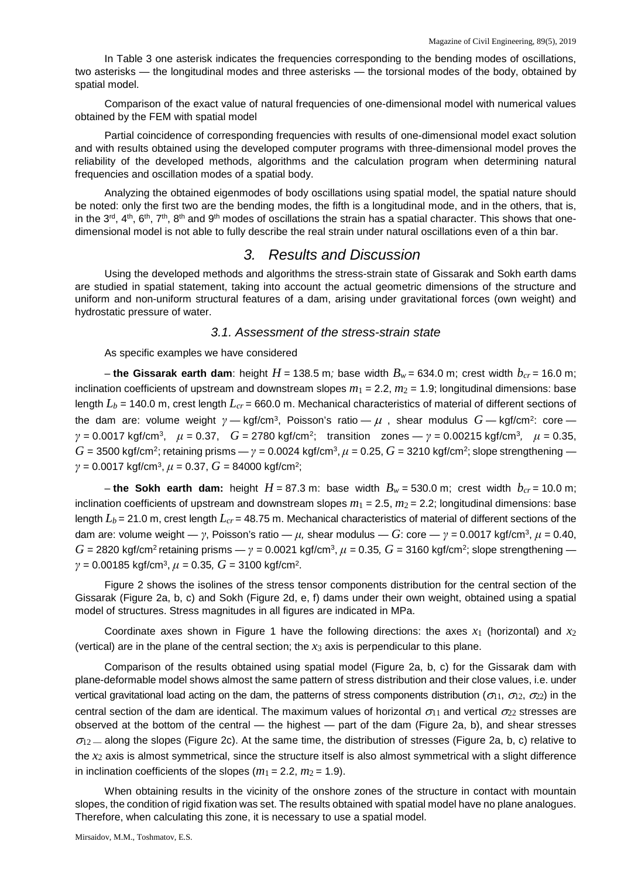In Table 3 one asterisk indicates the frequencies corresponding to the bending modes of oscillations, two asterisks — the longitudinal modes and three asterisks — the torsional modes of the body, obtained by spatial model.

Comparison of the exact value of natural frequencies of one-dimensional model with numerical values obtained by the FEM with spatial model

Partial coincidence of corresponding frequencies with results of one-dimensional model exact solution and with results obtained using the developed computer programs with three-dimensional model proves the reliability of the developed methods, algorithms and the calculation program when determining natural frequencies and oscillation modes of a spatial body.

Analyzing the obtained eigenmodes of body oscillations using spatial model, the spatial nature should be noted: only the first two are the bending modes, the fifth is a longitudinal mode, and in the others, that is, in the 3rd, 4th, 6th, 7th, 8th and 9th modes of oscillations the strain has a spatial character. This shows that one-dimensional model is not able to fully describe the real strain under natural oscillations even of a thin bar.

## *3. Results and Discussion*

Using the developed methods and algorithms the stress-strain state of Gissarak and Sokh earth dams are studied in spatial statement, taking into account the actual geometric dimensions of the structure and uniform and non-uniform structural features of a dam, arising under gravitational forces (own weight) and hydrostatic pressure of water.

### *3.1. Assessment of the stress-strain state*

As specific examples we have considered

– **the Gissarak earth dam**: height $H$ = 138.5 m; base width $B_w$ = 634.0 m; crest width $b_{cr}$ = 16.0 m; inclination coefficients of upstream and downstream slopes $m_1$ = 2.2, $m_2$ = 1.9; longitudinal dimensions: base length $L_b$ = 140.0 m, crest length $L_{cr}$ = 660.0 m. Mechanical characteristics of material of different sections of the dam are: volume weight $\gamma$ — kgf/cm³, Poisson's ratio — $\mu$ , shear modulus $G$ — kgf/cm²: core — $\gamma$ = 0.0017 kgf/cm³, $\mu$ = 0.37, $G$ = 2780 kgf/cm²; transition zones — $\gamma$ = 0.00215 kgf/cm³, $\mu$ = 0.35, $G$ = 3500 kgf/cm²; retaining prisms — $\gamma$ = 0.0024 kgf/cm³, $\mu$ = 0.25, $G$ = 3210 kgf/cm²; slope strengthening — $\gamma$ = 0.0017 kgf/cm³, $\mu$ = 0.37, $G$ = 84000 kgf/cm²;

– **the Sokh earth dam:** height $H$ = 87.3 m: base width $B_w$ = 530.0 m; crest width $b_{cr}$ = 10.0 m; inclination coefficients of upstream and downstream slopes $m_1$ = 2.5, $m_2$ = 2.2; longitudinal dimensions: base length $L_b$ = 21.0 m, crest length $L_{cr}$ = 48.75 m. Mechanical characteristics of material of different sections of the dam are: volume weight — $\gamma$, Poisson's ratio — $\mu$, shear modulus — $G$: core — $\gamma$ = 0.0017 kgf/cm³, $\mu$ = 0.40, $G$ = 2820 kgf/cm² retaining prisms — $\gamma$ = 0.0021 kgf/cm³, $\mu$ = 0.35, $G$ = 3160 kgf/cm²; slope strengthening — $\gamma$ = 0.00185 kgf/cm³, $\mu$ = 0.35, $G$ = 3100 kgf/cm².

Figure 2 shows the isolines of the stress tensor components distribution for the central section of the Gissarak (Figure 2a, b, c) and Sokh (Figure 2d, e, f) dams under their own weight, obtained using a spatial model of structures. Stress magnitudes in all figures are indicated in MPa.

Coordinate axes shown in Figure 1 have the following directions: the axes $x_1$ (horizontal) and $x_2$ (vertical) are in the plane of the central section; the $x_3$ axis is perpendicular to this plane.

Comparison of the results obtained using spatial model (Figure 2a, b, c) for the Gissarak dam with plane-deformable model shows almost the same pattern of stress distribution and their close values, i.e. under vertical gravitational load acting on the dam, the patterns of stress components distribution ($\sigma_{11}$, $\sigma_{12}$, $\sigma_{22}$) in the central section of the dam are identical. The maximum values of horizontal $\sigma_{11}$ and vertical $\sigma_{22}$ stresses are observed at the bottom of the central — the highest — part of the dam (Figure 2a, b), and shear stresses $\sigma_{12}$ — along the slopes (Figure 2c). At the same time, the distribution of stresses (Figure 2a, b, c) relative to the $x_2$ axis is almost symmetrical, since the structure itself is also almost symmetrical with a slight difference in inclination coefficients of the slopes ($m_1$ = 2.2, $m_2$ = 1.9).

When obtaining results in the vicinity of the onshore zones of the structure in contact with mountain slopes, the condition of rigid fixation was set. The results obtained with spatial model have no plane analogues. Therefore, when calculating this zone, it is necessary to use a spatial model.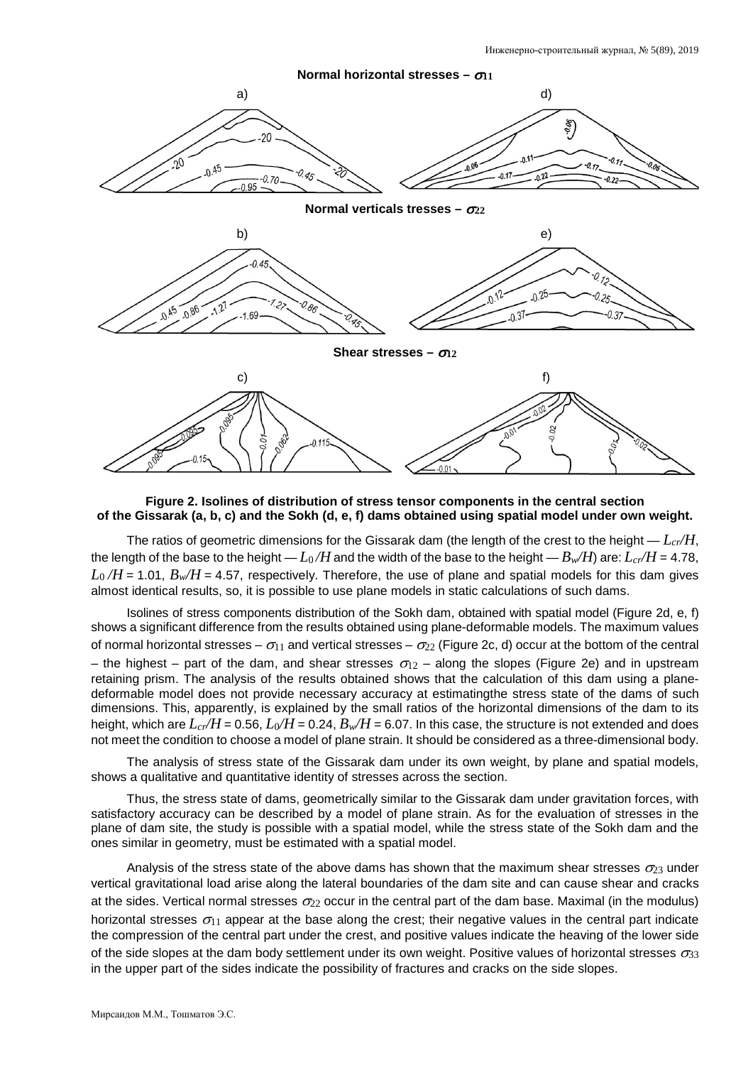**Normal horizontal stresses – $\sigma_{11}$**

a) d)

**Normal verticals tresses – $\sigma_{22}$**

b) e)

**Shear stresses – $\sigma_{12}$**

c) f)

**Figure 2. Isolines of distribution of stress tensor components in the central section of the Gissarak (a, b, c) and the Sokh (d, e, f) dams obtained using spatial model under own weight.**

The ratios of geometric dimensions for the Gissarak dam (the length of the crest to the height — $L_{cr}/H$, the length of the base to the height — $L_0/H$ and the width of the base to the height — $B_w/H$) are: $L_{cr}/H$ = 4.78, $L_0/H$ = 1.01, $B_w/H$ = 4.57, respectively. Therefore, the use of plane and spatial models for this dam gives almost identical results, so, it is possible to use plane models in static calculations of such dams.

Isolines of stress components distribution of the Sokh dam, obtained with spatial model (Figure 2d, e, f) shows a significant difference from the results obtained using plane-deformable models. The maximum values of normal horizontal stresses – $\sigma_{11}$ and vertical stresses – $\sigma_{22}$ (Figure 2c, d) occur at the bottom of the central – the highest – part of the dam, and shear stresses $\sigma_{12}$ – along the slopes (Figure 2e) and in upstream retaining prism. The analysis of the results obtained shows that the calculation of this dam using a plane-deformable model does not provide necessary accuracy at estimatingthe stress state of the dams of such dimensions. This, apparently, is explained by the small ratios of the horizontal dimensions of the dam to its height, which are $L_{cr}/H$ = 0.56, $L_0/H$ = 0.24, $B_w/H$ = 6.07. In this case, the structure is not extended and does not meet the condition to choose a model of plane strain. It should be considered as a three-dimensional body.

The analysis of stress state of the Gissarak dam under its own weight, by plane and spatial models, shows a qualitative and quantitative identity of stresses across the section.

Thus, the stress state of dams, geometrically similar to the Gissarak dam under gravitation forces, with satisfactory accuracy can be described by a model of plane strain. As for the evaluation of stresses in the plane of dam site, the study is possible with a spatial model, while the stress state of the Sokh dam and the ones similar in geometry, must be estimated with a spatial model.

Analysis of the stress state of the above dams has shown that the maximum shear stresses $\sigma_{23}$ under vertical gravitational load arise along the lateral boundaries of the dam site and can cause shear and cracks at the sides. Vertical normal stresses $\sigma_{22}$ occur in the central part of the dam base. Maximal (in the modulus) horizontal stresses $\sigma_{11}$ appear at the base along the crest; their negative values in the central part indicate the compression of the central part under the crest, and positive values indicate the heaving of the lower side of the side slopes at the dam body settlement under its own weight. Positive values of horizontal stresses $\sigma_{33}$ in the upper part of the sides indicate the possibility of fractures and cracks on the side slopes.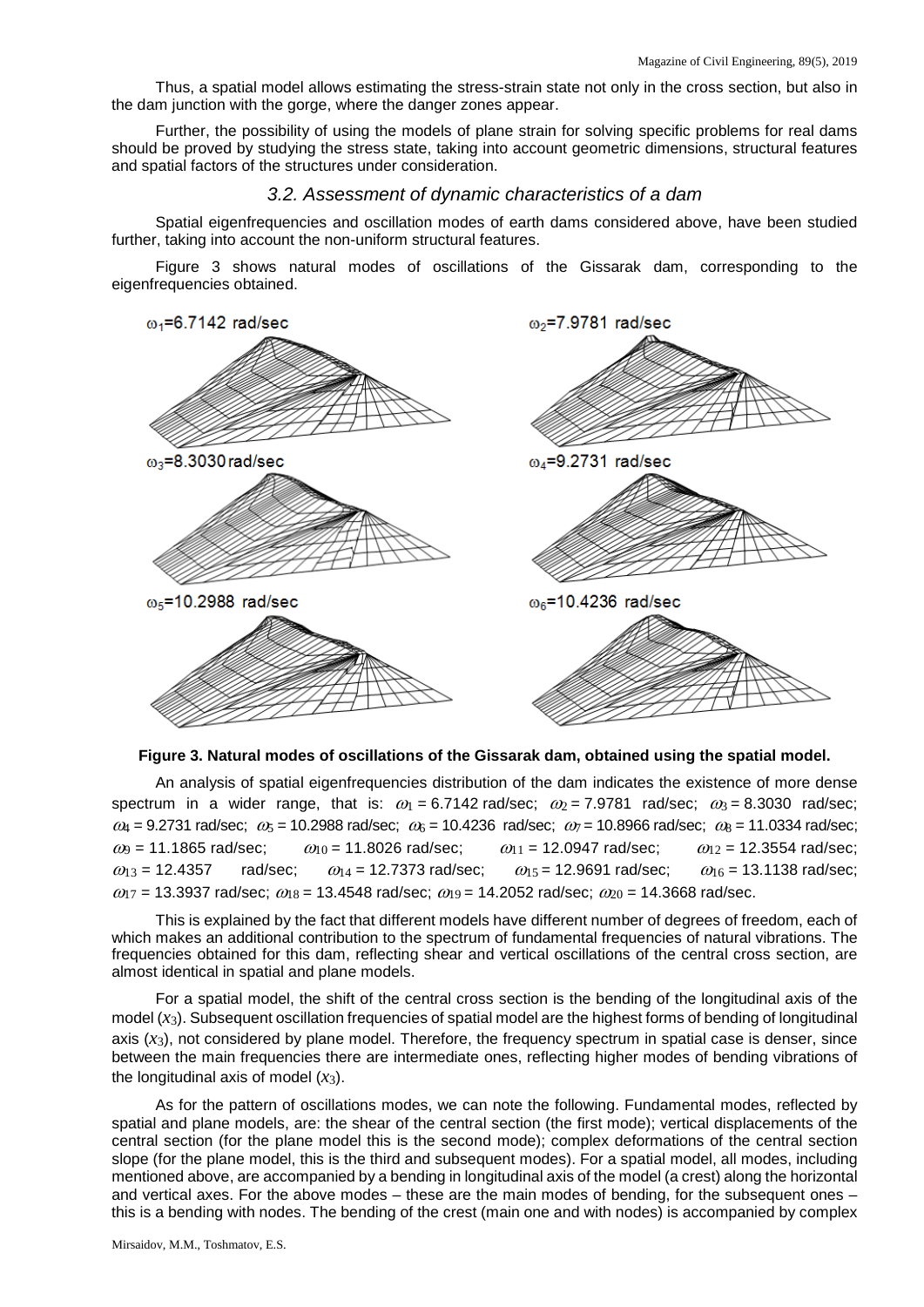Thus, a spatial model allows estimating the stress-strain state not only in the cross section, but also in the dam junction with the gorge, where the danger zones appear.

Further, the possibility of using the models of plane strain for solving specific problems for real dams should be proved by studying the stress state, taking into account geometric dimensions, structural features and spatial factors of the structures under consideration.

### *3.2. Assessment of dynamic characteristics of a dam*

Spatial eigenfrequencies and oscillation modes of earth dams considered above, have been studied further, taking into account the non-uniform structural features.

Figure 3 shows natural modes of oscillations of the Gissarak dam, corresponding to the eigenfrequencies obtained.

$\omega_1$=6.7142 rad/sec

$\omega_2$=7.9781 rad/sec

$\omega_3$=8.3030 rad/sec

$\omega_4$=9.2731 rad/sec

$\omega_5$=10.2988 rad/sec

$\omega_6$=10.4236 rad/sec

**Figure 3. Natural modes of oscillations of the Gissarak dam, obtained using the spatial model.**

An analysis of spatial eigenfrequencies distribution of the dam indicates the existence of more dense spectrum in a wider range, that is: $\omega_1$ = 6.7142 rad/sec; $\omega_2$ = 7.9781 rad/sec; $\omega_3$ = 8.3030 rad/sec; $\omega_4$ = 9.2731 rad/sec; $\omega_5$ = 10.2988 rad/sec; $\omega_6$ = 10.4236 rad/sec; $\omega_7$ = 10.8966 rad/sec; $\omega_8$ = 11.0334 rad/sec; $\omega_9$ = 11.1865 rad/sec; $\omega_{10}$ = 11.8026 rad/sec; $\omega_{11}$ = 12.0947 rad/sec; $\omega_{12}$ = 12.3554 rad/sec; $\omega_{13}$ = 12.4357 rad/sec; $\omega_{14}$ = 12.7373 rad/sec; $\omega_{15}$ = 12.9691 rad/sec; $\omega_{16}$ = 13.1138 rad/sec; $\omega_{17}$ = 13.3937 rad/sec; $\omega_{18}$ = 13.4548 rad/sec; $\omega_{19}$ = 14.2052 rad/sec; $\omega_{20}$ = 14.3668 rad/sec.

This is explained by the fact that different models have different number of degrees of freedom, each of which makes an additional contribution to the spectrum of fundamental frequencies of natural vibrations. The frequencies obtained for this dam, reflecting shear and vertical oscillations of the central cross section, are almost identical in spatial and plane models.

For a spatial model, the shift of the central cross section is the bending of the longitudinal axis of the model ($x_3$). Subsequent oscillation frequencies of spatial model are the highest forms of bending of longitudinal axis ($x_3$), not considered by plane model. Therefore, the frequency spectrum in spatial case is denser, since between the main frequencies there are intermediate ones, reflecting higher modes of bending vibrations of the longitudinal axis of model ($x_3$).

As for the pattern of oscillations modes, we can note the following. Fundamental modes, reflected by spatial and plane models, are: the shear of the central section (the first mode); vertical displacements of the central section (for the plane model this is the second mode); complex deformations of the central section slope (for the plane model, this is the third and subsequent modes). For a spatial model, all modes, including mentioned above, are accompanied by a bending in longitudinal axis of the model (a crest) along the horizontal and vertical axes. For the above modes – these are the main modes of bending, for the subsequent ones – this is a bending with nodes. The bending of the crest (main one and with nodes) is accompanied by complex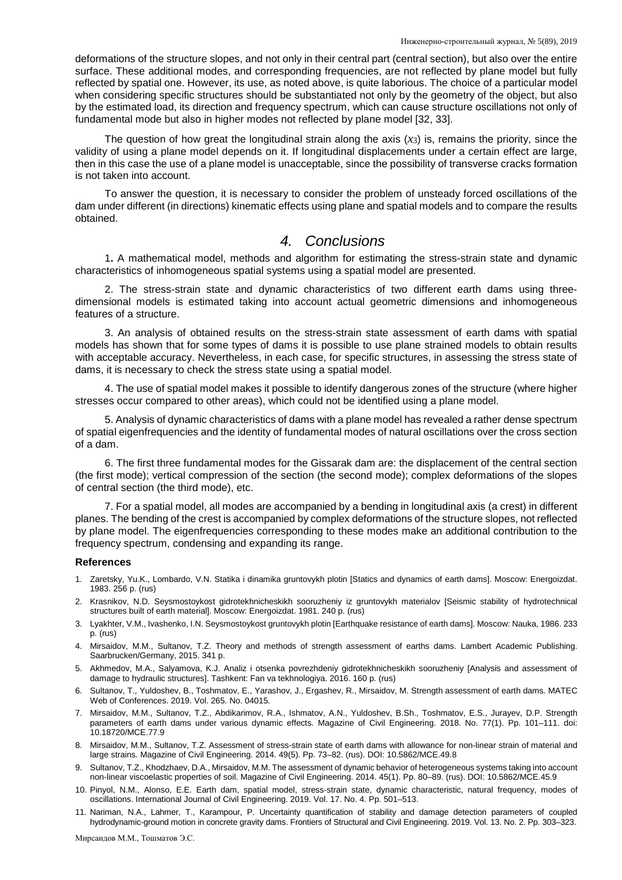deformations of the structure slopes, and not only in their central part (central section), but also over the entire surface. These additional modes, and corresponding frequencies, are not reflected by plane model but fully reflected by spatial one. However, its use, as noted above, is quite laborious. The choice of a particular model when considering specific structures should be substantiated not only by the geometry of the object, but also by the estimated load, its direction and frequency spectrum, which can cause structure oscillations not only of fundamental mode but also in higher modes not reflected by plane model [32, 33].

The question of how great the longitudinal strain along the axis ($x_3$) is, remains the priority, since the validity of using a plane model depends on it. If longitudinal displacements under a certain effect are large, then in this case the use of a plane model is unacceptable, since the possibility of transverse cracks formation is not taken into account.

To answer the question, it is necessary to consider the problem of unsteady forced oscillations of the dam under different (in directions) kinematic effects using plane and spatial models and to compare the results obtained.

## *4. Conclusions*

1. A mathematical model, methods and algorithm for estimating the stress-strain state and dynamic characteristics of inhomogeneous spatial systems using a spatial model are presented.

2. The stress-strain state and dynamic characteristics of two different earth dams using three-dimensional models is estimated taking into account actual geometric dimensions and inhomogeneous features of a structure.

3. An analysis of obtained results on the stress-strain state assessment of earth dams with spatial models has shown that for some types of dams it is possible to use plane strained models to obtain results with acceptable accuracy. Nevertheless, in each case, for specific structures, in assessing the stress state of dams, it is necessary to check the stress state using a spatial model.

4. The use of spatial model makes it possible to identify dangerous zones of the structure (where higher stresses occur compared to other areas), which could not be identified using a plane model.

5. Analysis of dynamic characteristics of dams with a plane model has revealed a rather dense spectrum of spatial eigenfrequencies and the identity of fundamental modes of natural oscillations over the cross section of a dam.

6. The first three fundamental modes for the Gissarak dam are: the displacement of the central section (the first mode); vertical compression of the section (the second mode); complex deformations of the slopes of central section (the third mode), etc.

7. For a spatial model, all modes are accompanied by a bending in longitudinal axis (a crest) in different planes. The bending of the crest is accompanied by complex deformations of the structure slopes, not reflected by plane model. The eigenfrequencies corresponding to these modes make an additional contribution to the frequency spectrum, condensing and expanding its range.

### References

1. Zaretsky, Yu.K., Lombardo, V.N. Statika i dinamika gruntovykh plotin [Statics and dynamics of earth dams]. Moscow: Energoizdat. 1983. 256 p. (rus)
2. Krasnikov, N.D. Seysmostoykost gidrotekhnicheskikh sooruzheniy iz gruntovykh materialov [Seismic stability of hydrotechnical structures built of earth material]. Moscow: Energoizdat. 1981. 240 p. (rus)
3. Lyakhter, V.M., Ivashenko, I.N. Seysmostoykost gruntovykh plotin [Earthquake resistance of earth dams]. Moscow: Nauka, 1986. 233 p. (rus)
4. Mirsaidov, M.M., Sultanov, T.Z. Theory and methods of strength assessment of earths dams. Lambert Academic Publishing. Saarbrucken/Germany, 2015. 341 p.
5. Akhmedov, M.A., Salyamova, K.J. Analiz i otsenka povrezhdeniy gidrotekhnicheskikh sooruzheniy [Analysis and assessment of damage to hydraulic structures]. Tashkent: Fan va tekhnologiya. 2016. 160 p. (rus)
6. Sultanov, T., Yuldoshev, B., Toshmatov, E., Yarashov, J., Ergashev, R., Mirsaidov, M. Strength assessment of earth dams. MATEC Web of Conferences. 2019. Vol. 265. No. 04015.
7. Mirsaidov, M.M., Sultanov, T.Z., Abdikarimov, R.A., Ishmatov, A.N., Yuldoshev, B.Sh., Toshmatov, E.S., Jurayev, D.P. Strength parameters of earth dams under various dynamic effects. Magazine of Civil Engineering. 2018. No. 77(1). Pp. 101–111. doi: 10.18720/MCE.77.9
8. Mirsaidov, M.M., Sultanov, T.Z. Assessment of stress-strain state of earth dams with allowance for non-linear strain of material and large strains. Magazine of Civil Engineering. 2014. 49(5). Pp. 73–82. (rus). DOI: 10.5862/MCE.49.8
9. Sultanov, T.Z., Khodzhaev, D.A., Mirsaidov, M.M. The assessment of dynamic behavior of heterogeneous systems taking into account non-linear viscoelastic properties of soil. Magazine of Civil Engineering. 2014. 45(1). Pp. 80–89. (rus). DOI: 10.5862/MCE.45.9
10. Pinyol, N.M., Alonso, E.E. Earth dam, spatial model, stress-strain state, dynamic characteristic, natural frequency, modes of oscillations. International Journal of Civil Engineering. 2019. Vol. 17. No. 4. Pp. 501–513.
11. Nariman, N.A., Lahmer, T., Karampour, P. Uncertainty quantification of stability and damage detection parameters of coupled hydrodynamic-ground motion in concrete gravity dams. Frontiers of Structural and Civil Engineering. 2019. Vol. 13. No. 2. Pp. 303–323.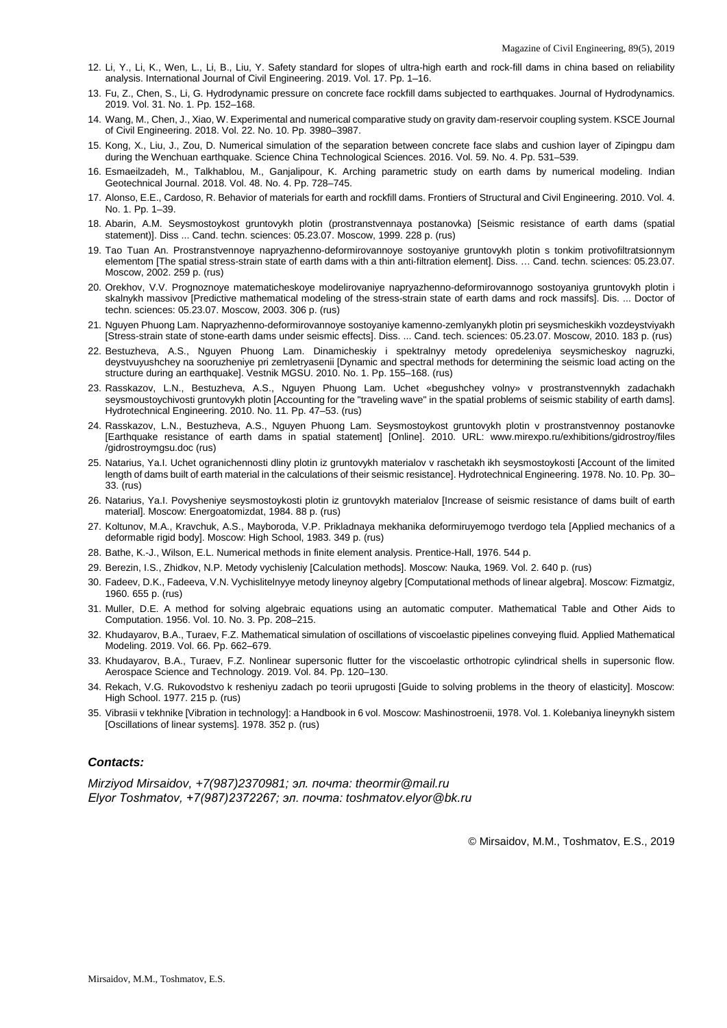12. Li, Y., Li, K., Wen, L., Li, B., Liu, Y. Safety standard for slopes of ultra-high earth and rock-fill dams in china based on reliability analysis. International Journal of Civil Engineering. 2019. Vol. 17. Pp. 1–16.
13. Fu, Z., Chen, S., Li, G. Hydrodynamic pressure on concrete face rockfill dams subjected to earthquakes. Journal of Hydrodynamics. 2019. Vol. 31. No. 1. Pp. 152–168.
14. Wang, M., Chen, J., Xiao, W. Experimental and numerical comparative study on gravity dam-reservoir coupling system. KSCE Journal of Civil Engineering. 2018. Vol. 22. No. 10. Pp. 3980–3987.
15. Kong, X., Liu, J., Zou, D. Numerical simulation of the separation between concrete face slabs and cushion layer of Zipingpu dam during the Wenchuan earthquake. Science China Technological Sciences. 2016. Vol. 59. No. 4. Pp. 531–539.
16. Esmaeilzadeh, M., Talkhablou, M., Ganjalipour, K. Arching parametric study on earth dams by numerical modeling. Indian Geotechnical Journal. 2018. Vol. 48. No. 4. Pp. 728–745.
17. Alonso, E.E., Cardoso, R. Behavior of materials for earth and rockfill dams. Frontiers of Structural and Civil Engineering. 2010. Vol. 4. No. 1. Pp. 1–39.
18. Abarin, A.M. Seysmostoykost gruntovykh plotin (prostranstvennaya postanovka) [Seismic resistance of earth dams (spatial statement)]. Diss ... Cand. techn. sciences: 05.23.07. Moscow, 1999. 228 p. (rus)
19. Tao Tuan An. Prostranstvennoye napryazhenno-deformirovannoye sostoyaniye gruntovykh plotin s tonkim protivofiltratsionnym elementom [The spatial stress-strain state of earth dams with a thin anti-filtration element]. Diss. … Cand. techn. sciences: 05.23.07. Moscow, 2002. 259 p. (rus)
20. Orekhov, V.V. Prognoznoye matematicheskoye modelirovaniye napryazhenno-deformirovannogo sostoyaniya gruntovykh plotin i skalnykh massivov [Predictive mathematical modeling of the stress-strain state of earth dams and rock massifs]. Dis. ... Doctor of techn. sciences: 05.23.07. Moscow, 2003. 306 p. (rus)
21. Nguyen Phuong Lam. Napryazhenno-deformirovannoye sostoyaniye kamenno-zemlyanykh plotin pri seysmicheskikh vozdeystviyakh [Stress-strain state of stone-earth dams under seismic effects]. Diss. ... Cand. tech. sciences: 05.23.07. Moscow, 2010. 183 p. (rus)
22. Bestuzheva, A.S., Nguyen Phuong Lam. Dinamicheskiy i spektralnyy metody opredeleniya seysmicheskoy nagruzki, deystvuyushchey na sooruzheniye pri zemletryasenii [Dynamic and spectral methods for determining the seismic load acting on the structure during an earthquake]. Vestnik MGSU. 2010. No. 1. Pp. 155–168. (rus)
23. Rasskazov, L.N., Bestuzheva, A.S., Nguyen Phuong Lam. Uchet «begushchey volny» v prostranstvennykh zadachakh seysmoustoychivosti gruntovykh plotin [Accounting for the "traveling wave" in the spatial problems of seismic stability of earth dams]. Hydrotechnical Engineering. 2010. No. 11. Pp. 47–53. (rus)
24. Rasskazov, L.N., Bestuzheva, A.S., Nguyen Phuong Lam. Seysmostoykost gruntovykh plotin v prostranstvennoy postanovke [Earthquake resistance of earth dams in spatial statement] [Online]. 2010. URL: www.mirexpo.ru/exhibitions/gidrostroy/files /gidrostroymgsu.doc (rus)
25. Natarius, Ya.I. Uchet ogranichennosti dliny plotin iz gruntovykh materialov v raschetakh ikh seysmostoykosti [Account of the limited length of dams built of earth material in the calculations of their seismic resistance]. Hydrotechnical Engineering. 1978. No. 10. Pp. 30–33. (rus)
26. Natarius, Ya.I. Povysheniye seysmostoykosti plotin iz gruntovykh materialov [Increase of seismic resistance of dams built of earth material]. Moscow: Energoatomizdat, 1984. 88 p. (rus)
27. Koltunov, M.A., Kravchuk, A.S., Mayboroda, V.P. Prikladnaya mekhanika deformiruyemogo tverdogo tela [Applied mechanics of a deformable rigid body]. Moscow: High School, 1983. 349 p. (rus)
28. Bathe, K.-J., Wilson, E.L. Numerical methods in finite element analysis. Prentice-Hall, 1976. 544 p.
29. Berezin, I.S., Zhidkov, N.P. Metody vychisleniy [Calculation methods]. Moscow: Nauka, 1969. Vol. 2. 640 p. (rus)
30. Fadeev, D.K., Fadeeva, V.N. Vychislitelnyye metody lineynoy algebry [Computational methods of linear algebra]. Moscow: Fizmatgiz, 1960. 655 p. (rus)
31. Muller, D.E. A method for solving algebraic equations using an automatic computer. Mathematical Table and Other Aids to Computation. 1956. Vol. 10. No. 3. Pp. 208–215.
32. Khudayarov, B.A., Turaev, F.Z. Mathematical simulation of oscillations of viscoelastic pipelines conveying fluid. Applied Mathematical Modeling. 2019. Vol. 66. Pp. 662–679.
33. Khudayarov, B.A., Turaev, F.Z. Nonlinear supersonic flutter for the viscoelastic orthotropic cylindrical shells in supersonic flow. Aerospace Science and Technology. 2019. Vol. 84. Pp. 120–130.
34. Rekach, V.G. Rukovodstvo k resheniyu zadach po teorii uprugosti [Guide to solving problems in the theory of elasticity]. Moscow: High School. 1977. 215 p. (rus)
35. Vibrasii v tekhnike [Vibration in technology]: a Handbook in 6 vol. Moscow: Mashinostroenii, 1978. Vol. 1. Kolebaniya lineynykh sistem [Oscillations of linear systems]. 1978. 352 p. (rus)

***Contacts:***

*Mirziyod Mirsaidov, +7(987)2370981; эл. почта: theormir@mail.ru*
*Elyor Toshmatov, +7(987)2372267; эл. почта: toshmatov.elyor@bk.ru*

© Mirsaidov, M.M., Toshmatov, E.S., 2019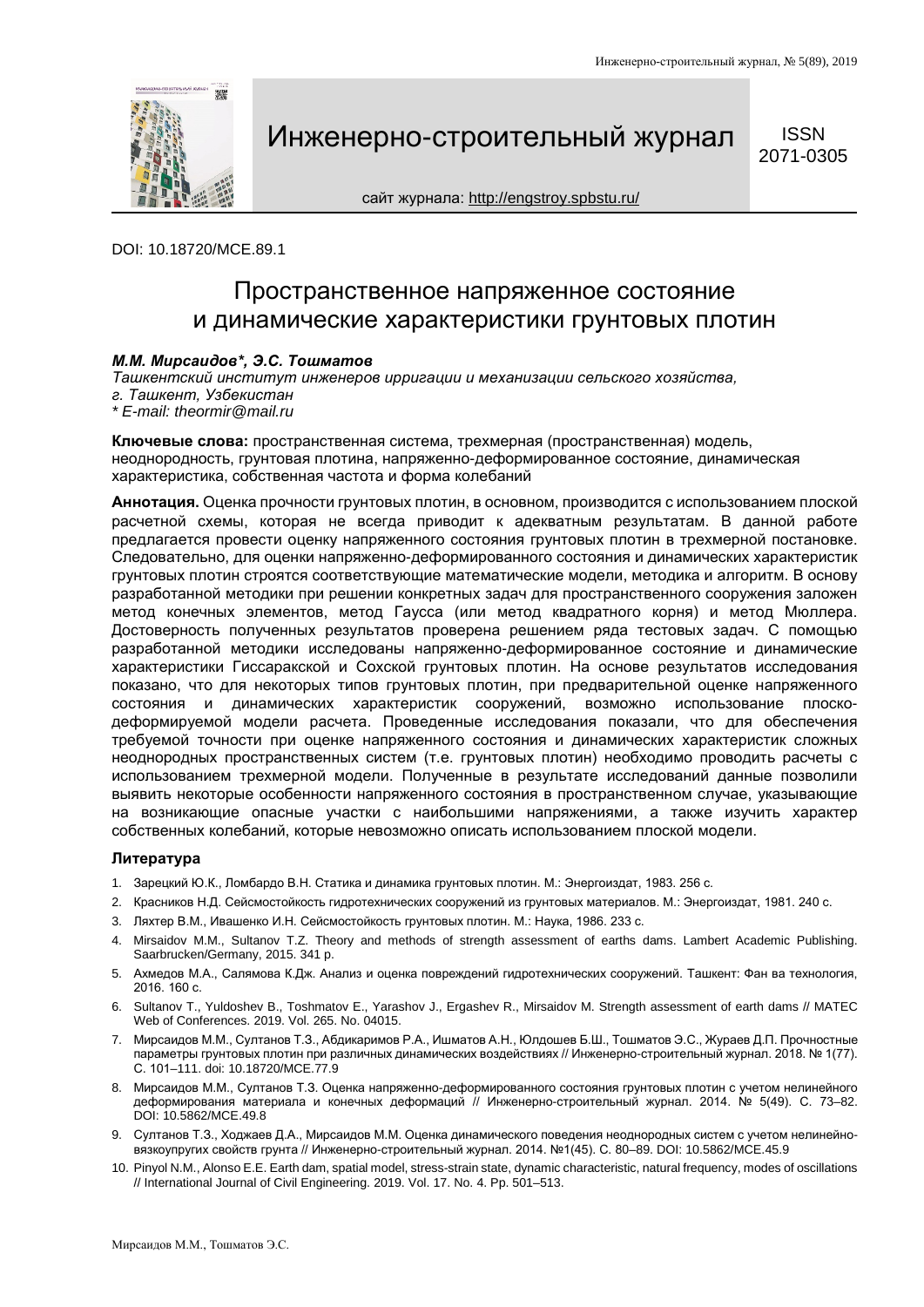DOI: 10.18720/MCE.89.1

# Пространственное напряженное состояние и динамические характеристики грунтовых плотин

***М.М. Мирсаидов\*, Э.С. Тошматов***

*Ташкентский институт инженеров ирригации и механизации сельского хозяйства, г. Ташкент, Узбекистан*

*\* E-mail: theormir@mail.ru*

**Ключевые слова:** пространственная система, трехмерная (пространственная) модель, неоднородность, грунтовая плотина, напряженно-деформированное состояние, динамическая характеристика, собственная частота и форма колебаний

**Аннотация.** Оценка прочности грунтовых плотин, в основном, производится с использованием плоской расчетной схемы, которая не всегда приводит к адекватным результатам. В данной работе предлагается провести оценку напряженного состояния грунтовых плотин в трехмерной постановке. Следовательно, для оценки напряженно-деформированного состояния и динамических характеристик грунтовых плотин строятся соответствующие математические модели, методика и алгоритм. В основу разработанной методики при решении конкретных задач для пространственного сооружения заложен метод конечных элементов, метод Гаусса (или метод квадратного корня) и метод Мюллера. Достоверность полученных результатов проверена решением ряда тестовых задач. С помощью разработанной методики исследованы напряженно-деформированное состояние и динамические характеристики Гиссаракской и Сохской грунтовых плотин. На основе результатов исследования показано, что для некоторых типов грунтовых плотин, при предварительной оценке напряженного состояния и динамических характеристик сооружений, возможно использование плоско-деформируемой модели расчета. Проведенные исследования показали, что для обеспечения требуемой точности при оценке напряженного состояния и динамических характеристик сложных неоднородных пространственных систем (т.е. грунтовых плотин) необходимо проводить расчеты с использованием трехмерной модели. Полученные в результате исследований данные позволили выявить некоторые особенности напряженного состояния в пространственном случае, указывающие на возникающие опасные участки с наибольшими напряжениями, а также изучить характер собственных колебаний, которые невозможно описать использованием плоской модели.

### Литература

1. Зарецкий Ю.К., Ломбардо В.Н. Статика и динамика грунтовых плотин. М.: Энергоиздат, 1983. 256 с.
2. Красников Н.Д. Сейсмостойкость гидротехнических сооружений из грунтовых материалов. М.: Энергоиздат, 1981. 240 с.
3. Ляхтер В.М., Ивашенко И.Н. Сейсмостойкость грунтовых плотин. М.: Наука, 1986. 233 с.
4. Mirsaidov M.M., Sultanov T.Z. Theory and methods of strength assessment of earths dams. Lambert Academic Publishing. Saarbrucken/Germany, 2015. 341 p.
5. Ахмедов М.А., Салямова К.Дж. Анализ и оценка повреждений гидротехнических сооружений. Ташкент: Фан ва технология, 2016. 160 с.
6. Sultanov T., Yuldoshev B., Toshmatov E., Yarashov J., Ergashev R., Mirsaidov M. Strength assessment of earth dams // MATEC Web of Conferences. 2019. Vol. 265. No. 04015.
7. Мирсаидов М.М., Султанов Т.З., Абдикаримов Р.А., Ишматов А.Н., Юлдошев Б.Ш., Тошматов Э.С., Жураев Д.П. Прочностные параметры грунтовых плотин при различных динамических воздействиях // Инженерно-строительный журнал. 2018. № 1(77). С. 101–111. doi: 10.18720/MCE.77.9
8. Мирсаидов М.М., Султанов Т.З. Оценка напряженно-деформированного состояния грунтовых плотин с учетом нелинейного деформирования материала и конечных деформаций // Инженерно-строительный журнал. 2014. № 5(49). С. 73–82. DOI: 10.5862/MCE.49.8
9. Султанов Т.З., Ходжаев Д.А., Мирсаидов М.М. Оценка динамического поведения неоднородных систем с учетом нелинейно-вязкоупругих свойств грунта // Инженерно-строительный журнал. 2014. №1(45). С. 80–89. DOI: 10.5862/MCE.45.9
10. Pinyol N.M., Alonso E.E. Earth dam, spatial model, stress-strain state, dynamic characteristic, natural frequency, modes of oscillations // International Journal of Civil Engineering. 2019. Vol. 17. No. 4. Pp. 501–513.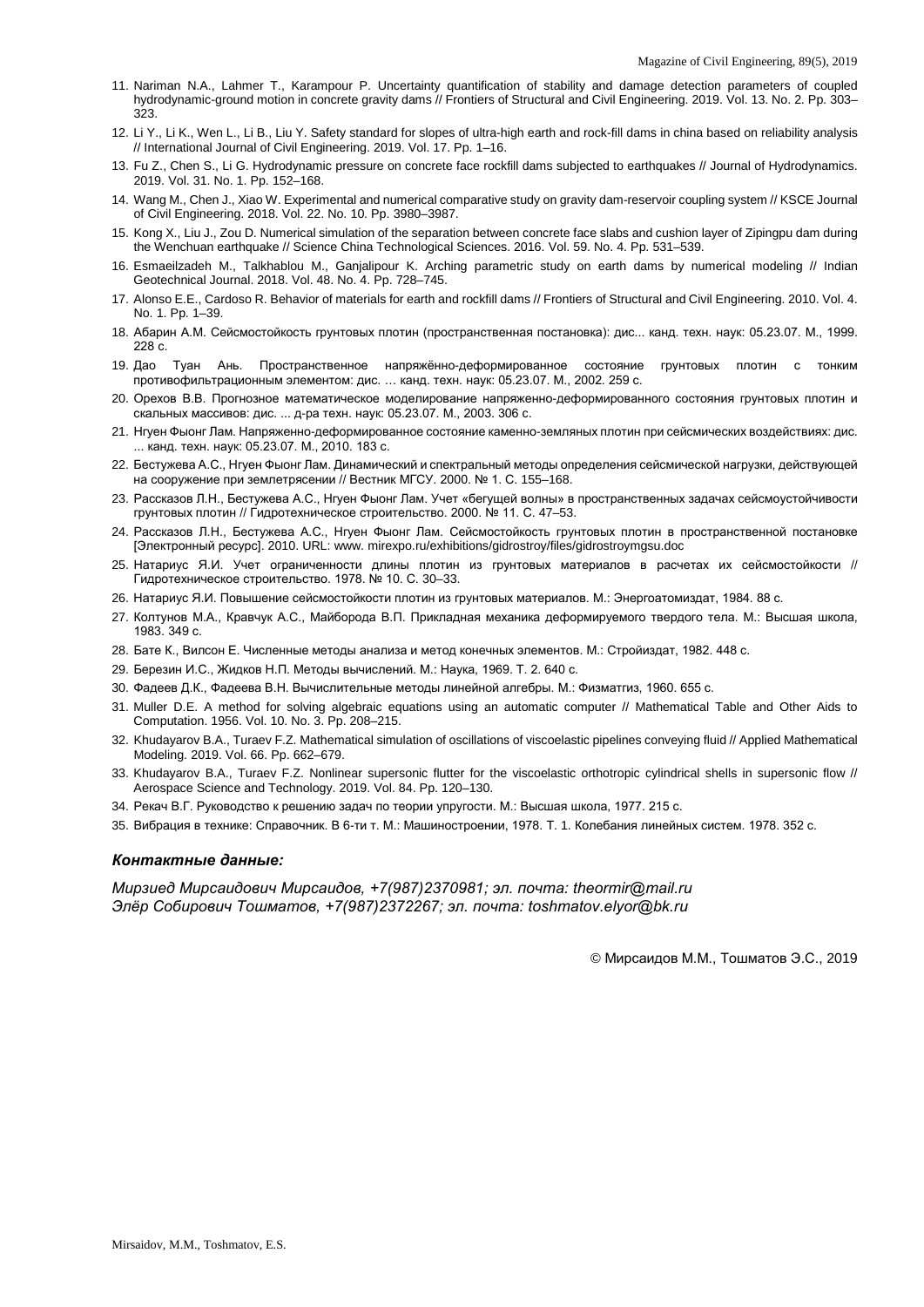11. Nariman N.A., Lahmer T., Karampour P. Uncertainty quantification of stability and damage detection parameters of coupled hydrodynamic-ground motion in concrete gravity dams // Frontiers of Structural and Civil Engineering. 2019. Vol. 13. No. 2. Pp. 303–323.
12. Li Y., Li K., Wen L., Li B., Liu Y. Safety standard for slopes of ultra-high earth and rock-fill dams in china based on reliability analysis // International Journal of Civil Engineering. 2019. Vol. 17. Pp. 1–16.
13. Fu Z., Chen S., Li G. Hydrodynamic pressure on concrete face rockfill dams subjected to earthquakes // Journal of Hydrodynamics. 2019. Vol. 31. No. 1. Pp. 152–168.
14. Wang M., Chen J., Xiao W. Experimental and numerical comparative study on gravity dam-reservoir coupling system // KSCE Journal of Civil Engineering. 2018. Vol. 22. No. 10. Pp. 3980–3987.
15. Kong X., Liu J., Zou D. Numerical simulation of the separation between concrete face slabs and cushion layer of Zipingpu dam during the Wenchuan earthquake // Science China Technological Sciences. 2016. Vol. 59. No. 4. Pp. 531–539.
16. Esmaeilzadeh M., Talkhablou M., Ganjalipour K. Arching parametric study on earth dams by numerical modeling // Indian Geotechnical Journal. 2018. Vol. 48. No. 4. Pp. 728–745.
17. Alonso E.E., Cardoso R. Behavior of materials for earth and rockfill dams // Frontiers of Structural and Civil Engineering. 2010. Vol. 4. No. 1. Pp. 1–39.
18. Абарин А.М. Сейсмостойкость грунтовых плотин (пространственная постановка): дис... канд. техн. наук: 05.23.07. М., 1999. 228 с.
19. Дао Туан Ань. Пространственное напряжённо-деформированное состояние грунтовых плотин с тонким противофильтрационным элементом: дис. … канд. техн. наук: 05.23.07. М., 2002. 259 с.
20. Орехов В.В. Прогнозное математическое моделирование напряженно-деформированного состояния грунтовых плотин и скальных массивов: дис. ... д-ра техн. наук: 05.23.07. М., 2003. 306 с.
21. Нгуен Фыонг Лам. Напряженно-деформированное состояние каменно-земляных плотин при сейсмических воздействиях: дис. ... канд. техн. наук: 05.23.07. М., 2010. 183 с.
22. Бестужева А.С., Нгуен Фыонг Лам. Динамический и спектральный методы определения сейсмической нагрузки, действующей на сооружение при землетрясении // Вестник МГСУ. 2000. № 1. С. 155–168.
23. Рассказов Л.Н., Бестужева А.С., Нгуен Фыонг Лам. Учет «бегущей волны» в пространственных задачах сейсмоустойчивости грунтовых плотин // Гидротехническое строительство. 2000. № 11. С. 47–53.
24. Рассказов Л.Н., Бестужева А.С., Нгуен Фыонг Лам. Сейсмостойкость грунтовых плотин в пространственной постановке [Электронный ресурс]. 2010. URL: www. mirexpo.ru/exhibitions/gidrostroy/files/gidrostroymgsu.doc
25. Натариус Я.И. Учет ограниченности длины плотин из грунтовых материалов в расчетах их сейсмостойкости // Гидротехническое строительство. 1978. № 10. С. 30–33.
26. Натариус Я.И. Повышение сейсмостойкости плотин из грунтовых материалов. М.: Энергоатомиздат, 1984. 88 с.
27. Колтунов М.А., Кравчук А.С., Майборода В.П. Прикладная механика деформируемого твердого тела. М.: Высшая школа, 1983. 349 с.
28. Бате К., Вилсон Е. Численные методы анализа и метод конечных элементов. М.: Стройиздат, 1982. 448 с.
29. Березин И.С., Жидков Н.П. Методы вычислений. М.: Наука, 1969. Т. 2. 640 с.
30. Фадеев Д.К., Фадеева В.Н. Вычислительные методы линейной алгебры. М.: Физматгиз, 1960. 655 с.
31. Muller D.E. A method for solving algebraic equations using an automatic computer // Mathematical Table and Other Aids to Computation. 1956. Vol. 10. No. 3. Pp. 208–215.
32. Khudayarov B.A., Turaev F.Z. Mathematical simulation of oscillations of viscoelastic pipelines conveying fluid // Applied Mathematical Modeling. 2019. Vol. 66. Pp. 662–679.
33. Khudayarov B.A., Turaev F.Z. Nonlinear supersonic flutter for the viscoelastic orthotropic cylindrical shells in supersonic flow // Aerospace Science and Technology. 2019. Vol. 84. Pp. 120–130.
34. Рекач В.Г. Руководство к решению задач по теории упругости. М.: Высшая школа, 1977. 215 с.
35. Вибрация в технике: Справочник. В 6-ти т. М.: Машиностроении, 1978. Т. 1. Колебания линейных систем. 1978. 352 с.

***Контактные данные:***

*Мирзиед Мирсаидович Мирсаидов, +7(987)2370981; эл. почта: theormir@mail.ru*
*Элёр Собирович Тошматов, +7(987)2372267; эл. почта: toshmatov.elyor@bk.ru*

© Мирсаидов М.М., Тошматов Э.С., 2019